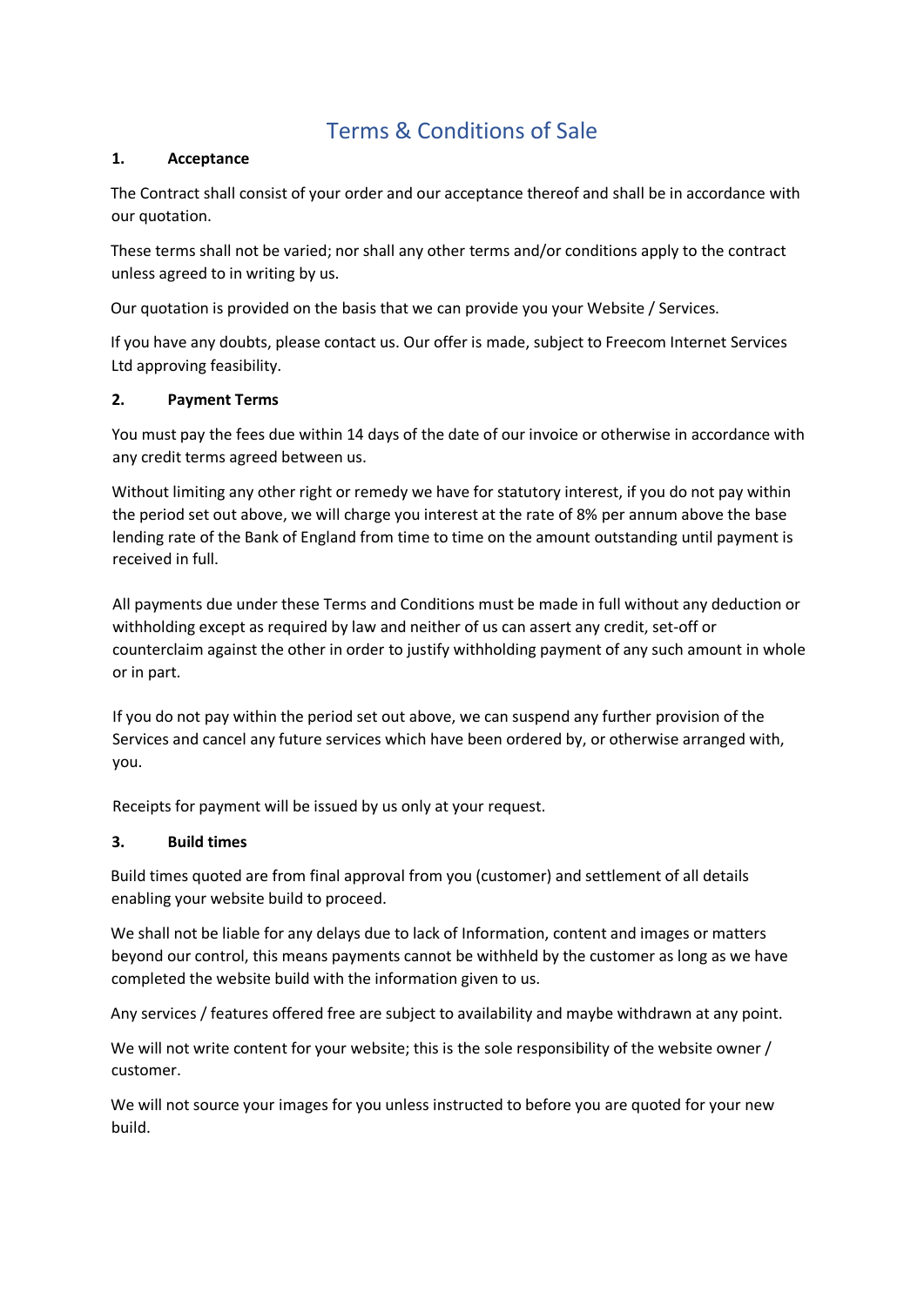# Terms & Conditions of Sale

## 1. Acceptance

The Contract shall consist of your order and our acceptance thereof and shall be in accordance with our quotation.

These terms shall not be varied; nor shall any other terms and/or conditions apply to the contract unless agreed to in writing by us.

Our quotation is provided on the basis that we can provide you your Website / Services.

If you have any doubts, please contact us. Our offer is made, subject to Freecom Internet Services Ltd approving feasibility.

## 2. Payment Terms

You must pay the fees due within 14 days of the date of our invoice or otherwise in accordance with any credit terms agreed between us.

Without limiting any other right or remedy we have for statutory interest, if you do not pay within the period set out above, we will charge you interest at the rate of 8% per annum above the base lending rate of the Bank of England from time to time on the amount outstanding until payment is received in full.

All payments due under these Terms and Conditions must be made in full without any deduction or withholding except as required by law and neither of us can assert any credit, set-off or counterclaim against the other in order to justify withholding payment of any such amount in whole or in part.

If you do not pay within the period set out above, we can suspend any further provision of the Services and cancel any future services which have been ordered by, or otherwise arranged with, you.

Receipts for payment will be issued by us only at your request.

## 3. Build times

Build times quoted are from final approval from you (customer) and settlement of all details enabling your website build to proceed.

We shall not be liable for any delays due to lack of Information, content and images or matters beyond our control, this means payments cannot be withheld by the customer as long as we have completed the website build with the information given to us.

Any services / features offered free are subject to availability and maybe withdrawn at any point.

We will not write content for your website; this is the sole responsibility of the website owner / customer.

We will not source your images for you unless instructed to before you are quoted for your new build.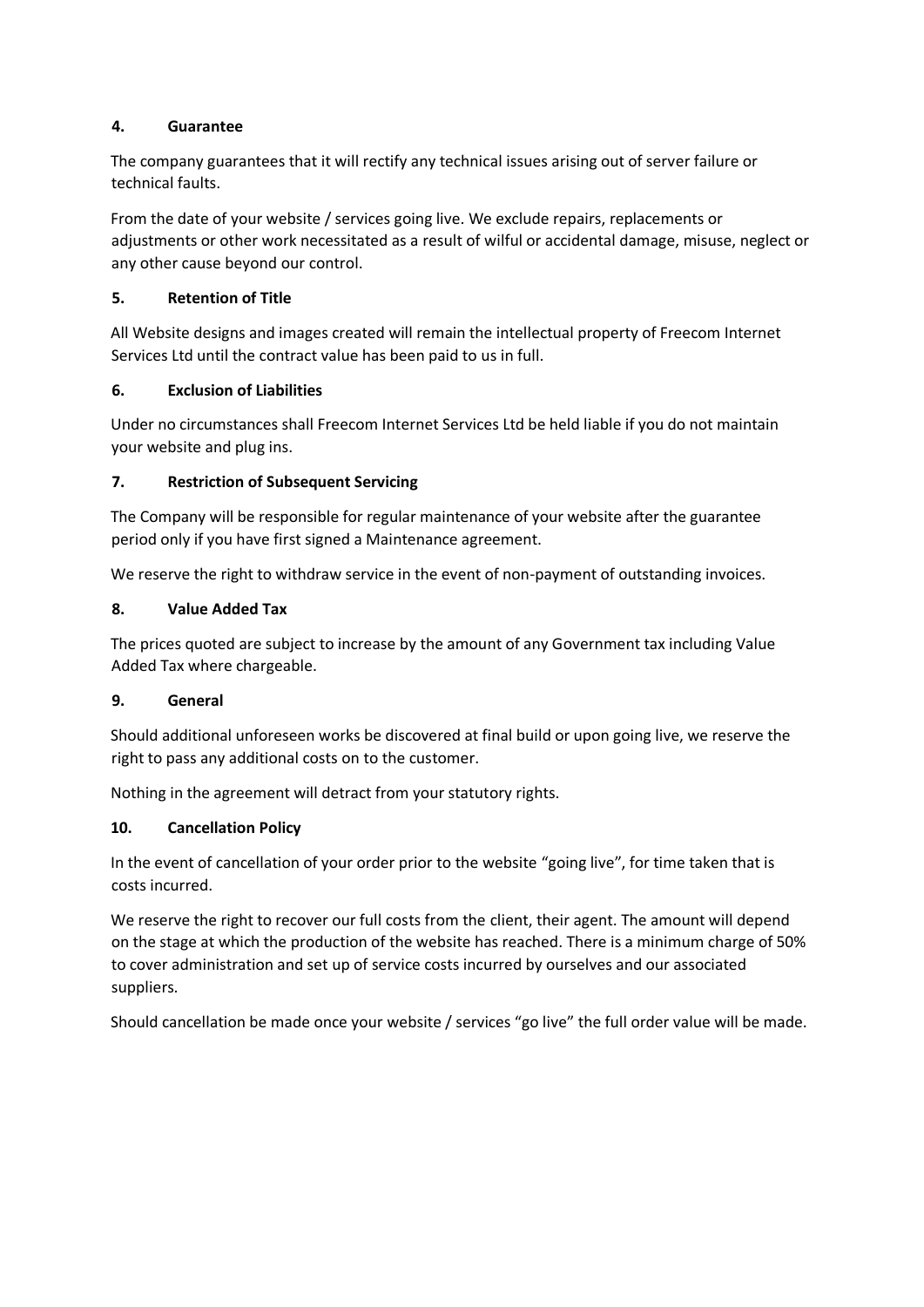## 4. Guarantee

The company guarantees that it will rectify any technical issues arising out of server failure or technical faults.

From the date of your website / services going live. We exclude repairs, replacements or adjustments or other work necessitated as a result of wilful or accidental damage, misuse, neglect or any other cause beyond our control.

## 5. Retention of Title

All Website designs and images created will remain the intellectual property of Freecom Internet Services Ltd until the contract value has been paid to us in full.

## 6. Exclusion of Liabilities

Under no circumstances shall Freecom Internet Services Ltd be held liable if you do not maintain your website and plug ins.

## 7. Restriction of Subsequent Servicing

The Company will be responsible for regular maintenance of your website after the guarantee period only if you have first signed a Maintenance agreement.

We reserve the right to withdraw service in the event of non-payment of outstanding invoices.

## 8. Value Added Tax

The prices quoted are subject to increase by the amount of any Government tax including Value Added Tax where chargeable.

## 9. General

Should additional unforeseen works be discovered at final build or upon going live, we reserve the right to pass any additional costs on to the customer.

Nothing in the agreement will detract from your statutory rights.

## 10. Cancellation Policy

In the event of cancellation of your order prior to the website "going live", for time taken that is costs incurred.

We reserve the right to recover our full costs from the client, their agent. The amount will depend on the stage at which the production of the website has reached. There is a minimum charge of 50% to cover administration and set up of service costs incurred by ourselves and our associated suppliers.

Should cancellation be made once your website / services "go live" the full order value will be made.